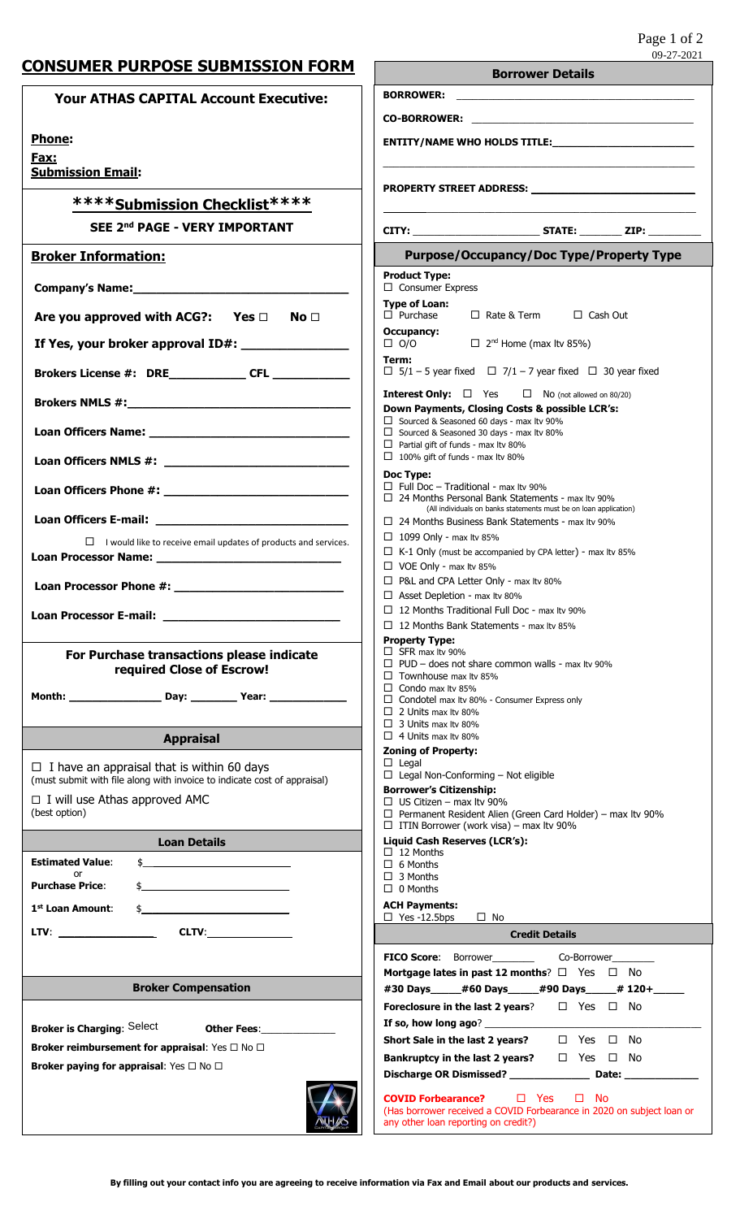09-27-2021

# CONSUMER PURPOSE SUBMISSION FORM

## Your ATHAS CAPITAL Account Executive:

**Phone:**

**Fax:**

**Submission Email:**

## \*\*\*\*Submission Checklist\*\*\*\*

**SEE 2nd PAGE - VERY IMPORTANT**

## Broker Information:

**Company's Name:**\_\_\_\_\_\_\_\_\_\_\_\_\_\_\_\_\_\_\_\_\_\_\_\_\_\_\_\_\_\_

**Are you approved with ACG?: Yes ☐ No ☐**

**If Yes, your broker approval ID#:** \_\_\_\_\_\_\_\_\_\_\_\_\_\_

**Brokers License #: DRE**\_\_\_\_\_\_\_\_\_\_\_ **CFL** \_\_\_\_\_\_\_\_\_\_\_

**Brokers NMLS #:**\_\_\_\_\_\_\_\_\_\_\_\_\_\_\_\_\_\_\_\_\_\_\_\_\_\_\_\_\_\_

**Loan Officers Name:** \_\_\_\_\_\_\_\_\_\_\_\_\_\_\_\_\_\_\_\_\_\_\_\_\_\_\_

**Loan Officers NMLS #:** \_\_\_\_\_\_\_\_\_\_\_\_\_\_\_\_\_\_\_\_\_\_\_\_\_

**Loan Officers Phone #:** \_\_\_\_\_\_\_\_\_\_\_\_\_\_\_\_\_\_\_\_\_\_\_\_

**Loan Officers E-mail:** \_\_\_\_\_\_\_\_\_\_\_\_\_\_\_\_\_\_\_\_\_\_\_\_\_

☐ I would like to receive email updates of products and services.

**Loan Processor Name:** \_\_\_\_\_\_\_\_\_\_\_\_\_\_\_\_\_\_\_\_\_\_\_\_\_

**Loan Processor Phone #:** \_\_\_\_\_\_\_\_\_\_\_\_\_\_\_\_\_\_\_\_\_\_

**Loan Processor E-mail:** \_\_\_\_\_\_\_\_\_\_\_\_\_\_\_\_\_\_\_\_\_\_\_

**For Purchase transactions please indicate required Close of Escrow!**

**Month:** \_\_\_\_\_\_\_\_\_\_\_\_\_\_ **Day:** \_\_\_\_\_\_\_ **Year:** \_\_\_\_\_\_\_\_\_\_\_

## Appraisal

☐ I have an appraisal that is within 60 days
(must submit with file along with invoice to indicate cost of appraisal)

☐ I will use Athas approved AMC
(best option)

## Loan Details

**Estimated Value:** $\_\_\_\_\_\_\_\_\_\_\_\_\_\_\_\_\_\_\_\_
or
**Purchase Price:** $\_\_\_\_\_\_\_\_\_\_\_\_\_\_\_\_\_\_\_\_

**1st Loan Amount:** $\_\_\_\_\_\_\_\_\_\_\_\_\_\_\_\_\_\_\_\_

**LTV:** \_\_\_\_\_\_\_\_\_\_\_\_\_\_ **CLTV:**\_\_\_\_\_\_\_\_\_\_\_\_\_\_

## Broker Compensation

**Broker is Charging:** Select **Other Fees:**\_\_\_\_\_\_\_\_\_\_\_\_

**Broker reimbursement for appraisal:** Yes ☐ No ☐

**Broker paying for appraisal:** Yes ☐ No ☐

## Borrower Details

**BORROWER:** \_\_\_\_\_\_\_\_\_\_\_\_\_\_\_\_\_\_\_\_\_\_\_\_\_\_\_\_\_\_\_\_\_\_\_\_\_

**CO-BORROWER:** \_\_\_\_\_\_\_\_\_\_\_\_\_\_\_\_\_\_\_\_\_\_\_\_\_\_\_\_\_\_\_\_\_\_

**ENTITY/NAME WHO HOLDS TITLE:**\_\_\_\_\_\_\_\_\_\_\_\_\_\_\_\_\_\_\_\_\_\_

**PROPERTY STREET ADDRESS:** \_\_\_\_\_\_\_\_\_\_\_\_\_\_\_\_\_\_\_\_\_\_\_\_

**CITY:** \_\_\_\_\_\_\_\_\_\_\_\_\_\_\_\_\_\_\_\_ **STATE:** \_\_\_\_\_\_\_ **ZIP:** \_\_\_\_\_\_\_\_

## Purpose/Occupancy/Doc Type/Property Type

**Product Type:**
☐ Consumer Express

**Type of Loan:**
☐ Purchase ☐ Rate & Term ☐ Cash Out

**Occupancy:**
☐ O/O ☐ 2nd Home (max ltv 85%)

**Term:**
☐ 5/1 – 5 year fixed ☐ 7/1 – 7 year fixed ☐ 30 year fixed

**Interest Only:** ☐ Yes ☐ No (not allowed on 80/20)

**Down Payments, Closing Costs & possible LCR's:**
☐ Sourced & Seasoned 60 days - max ltv 90%
☐ Sourced & Seasoned 30 days - max ltv 80%
☐ Partial gift of funds - max ltv 80%
☐ 100% gift of funds - max ltv 80%

**Doc Type:**
☐ Full Doc – Traditional - max ltv 90%
☐ 24 Months Personal Bank Statements - max ltv 90%
(All individuals on banks statements must be on loan application)
☐ 24 Months Business Bank Statements - max ltv 90%
☐ 1099 Only - max ltv 85%
☐ K-1 Only (must be accompanied by CPA letter) - max ltv 85%
☐ VOE Only - max ltv 85%
☐ P&L and CPA Letter Only - max ltv 80%
☐ Asset Depletion - max ltv 80%
☐ 12 Months Traditional Full Doc - max ltv 90%
☐ 12 Months Bank Statements - max ltv 85%

**Property Type:**
☐ SFR max ltv 90%
☐ PUD – does not share common walls - max ltv 90%
☐ Townhouse max ltv 85%
☐ Condo max ltv 85%
☐ Condotel max ltv 80% - Consumer Express only
☐ 2 Units max ltv 80%
☐ 3 Units max ltv 80%
☐ 4 Units max ltv 80%

**Zoning of Property:**
☐ Legal
☐ Legal Non-Conforming – Not eligible

**Borrower's Citizenship:**
☐ US Citizen – max ltv 90%
☐ Permanent Resident Alien (Green Card Holder) – max ltv 90%
☐ ITIN Borrower (work visa) – max ltv 90%

**Liquid Cash Reserves (LCR's):**
☐ 12 Months
☐ 6 Months
☐ 3 Months
☐ 0 Months

**ACH Payments:**
☐ Yes -12.5bps ☐ No

## Credit Details

**FICO Score:** Borrower\_\_\_\_\_\_\_ Co-Borrower\_\_\_\_\_\_\_

**Mortgage lates in past 12 months**? ☐ Yes ☐ No

**#30 Days\_\_\_\_\_#60 Days\_\_\_\_\_#90 Days\_\_\_\_\_# 120+\_\_\_\_\_**

**Foreclosure in the last 2 years**? ☐ Yes ☐ No

**If so, how long ago**? \_\_\_\_\_\_\_\_\_\_\_\_\_\_\_\_\_\_\_\_\_\_\_\_\_\_\_\_\_\_

**Short Sale in the last 2 years?** ☐ Yes ☐ No

**Bankruptcy in the last 2 years?** ☐ Yes ☐ No

**Discharge OR Dismissed?** \_\_\_\_\_\_\_\_\_\_\_\_\_\_ **Date:** \_\_\_\_\_\_\_\_\_\_\_\_

**COVID Forbearance?** ☐ Yes ☐ No
(Has borrower received a COVID Forbearance in 2020 on subject loan or any other loan reporting on credit?)

**By filling out your contact info you are agreeing to receive information via Fax and Email about our products and services.**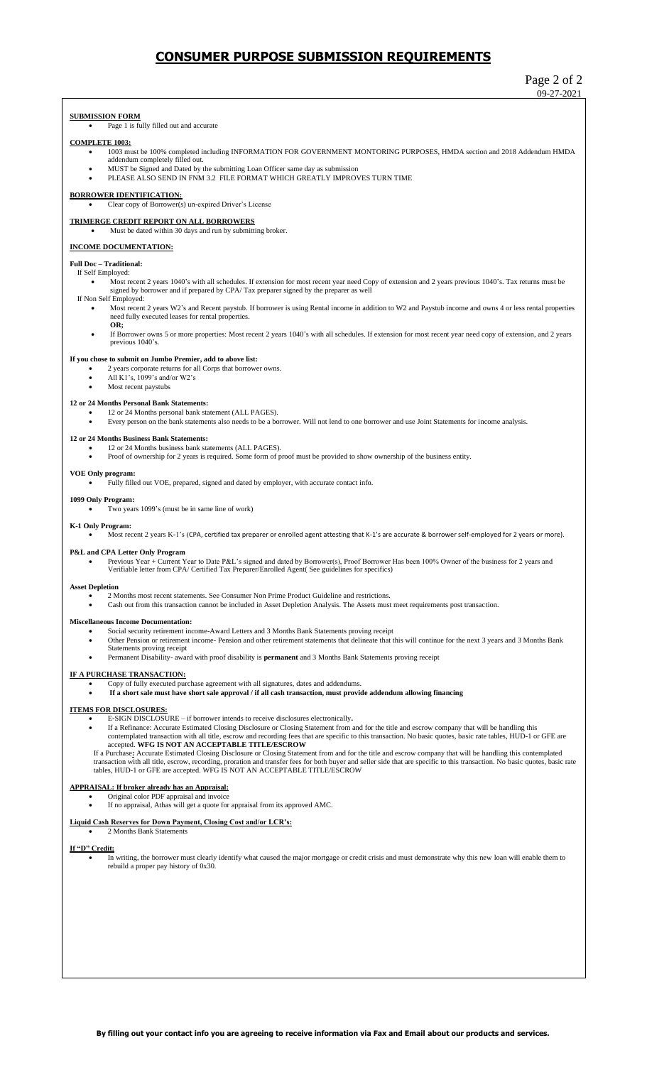# CONSUMER PURPOSE SUBMISSION REQUIREMENTS

09-27-2021

**SUBMISSION FORM**

- Page 1 is fully filled out and accurate

**COMPLETE 1003:**

- 1003 must be 100% completed including INFORMATION FOR GOVERNMENT MONTORING PURPOSES, HMDA section and 2018 Addendum HMDA addendum completely filled out.
- MUST be Signed and Dated by the submitting Loan Officer same day as submission
- PLEASE ALSO SEND IN FNM 3.2 FILE FORMAT WHICH GREATLY IMPROVES TURN TIME

**BORROWER IDENTIFICATION:**

- Clear copy of Borrower(s) un-expired Driver's License

**TRIMERGE CREDIT REPORT ON ALL BORROWERS**

- Must be dated within 30 days and run by submitting broker.

**INCOME DOCUMENTATION:**

**Full Doc – Traditional:**

If Self Employed:

- Most recent 2 years 1040's with all schedules. If extension for most recent year need Copy of extension and 2 years previous 1040's. Tax returns must be signed by borrower and if prepared by CPA/ Tax preparer signed by the preparer as well

If Non Self Employed:

- Most recent 2 years W2's and Recent paystub. If borrower is using Rental income in addition to W2 and Paystub income and owns 4 or less rental properties need fully executed leases for rental properties.
  **OR;**
- If Borrower owns 5 or more properties: Most recent 2 years 1040's with all schedules. If extension for most recent year need copy of extension, and 2 years previous 1040's.

**If you chose to submit on Jumbo Premier, add to above list:**

- 2 years corporate returns for all Corps that borrower owns.
- All K1's, 1099's and/or W2's
- Most recent paystubs

**12 or 24 Months Personal Bank Statements:**

- 12 or 24 Months personal bank statement (ALL PAGES).
- Every person on the bank statements also needs to be a borrower. Will not lend to one borrower and use Joint Statements for income analysis.

**12 or 24 Months Business Bank Statements:**

- 12 or 24 Months business bank statements (ALL PAGES).
- Proof of ownership for 2 years is required. Some form of proof must be provided to show ownership of the business entity.

**VOE Only program:**

- Fully filled out VOE, prepared, signed and dated by employer, with accurate contact info.

**1099 Only Program:**

- Two years 1099's (must be in same line of work)

**K-1 Only Program:**

- Most recent 2 years K-1's (CPA, certified tax preparer or enrolled agent attesting that K-1's are accurate & borrower self-employed for 2 years or more).

**P&L and CPA Letter Only Program**

- Previous Year + Current Year to Date P&L's signed and dated by Borrower(s), Proof Borrower Has been 100% Owner of the business for 2 years and Verifiable letter from CPA/ Certified Tax Preparer/Enrolled Agent( See guidelines for specifics)

**Asset Depletion**

- 2 Months most recent statements. See Consumer Non Prime Product Guideline and restrictions.
- Cash out from this transaction cannot be included in Asset Depletion Analysis. The Assets must meet requirements post transaction.

**Miscellaneous Income Documentation:**

- Social security retirement income-Award Letters and 3 Months Bank Statements proving receipt
- Other Pension or retirement income- Pension and other retirement statements that delineate that this will continue for the next 3 years and 3 Months Bank Statements proving receipt
- Permanent Disability- award with proof disability is **permanent** and 3 Months Bank Statements proving receipt

**IF A PURCHASE TRANSACTION:**

- Copy of fully executed purchase agreement with all signatures, dates and addendums.
- **If a short sale must have short sale approval / if all cash transaction, must provide addendum allowing financing**

**ITEMS FOR DISCLOSURES:**

- E-SIGN DISCLOSURE – if borrower intends to receive disclosures electronically.
- If a Refinance: Accurate Estimated Closing Disclosure or Closing Statement from and for the title and escrow company that will be handling this contemplated transaction with all title, escrow and recording fees that are specific to this transaction. No basic quotes, basic rate tables, HUD-1 or GFE are accepted. **WFG IS NOT AN ACCEPTABLE TITLE/ESCROW**

If a Purchase: Accurate Estimated Closing Disclosure or Closing Statement from and for the title and escrow company that will be handling this contemplated transaction with all title, escrow, recording, proration and transfer fees for both buyer and seller side that are specific to this transaction. No basic quotes, basic rate tables, HUD-1 or GFE are accepted. WFG IS NOT AN ACCEPTABLE TITLE/ESCROW

**APPRAISAL: If broker already has an Appraisal:**

- Original color PDF appraisal and invoice
- If no appraisal, Athas will get a quote for appraisal from its approved AMC.

**Liquid Cash Reserves for Down Payment, Closing Cost and/or LCR's:**

- 2 Months Bank Statements

**If "D" Credit:**

- In writing, the borrower must clearly identify what caused the major mortgage or credit crisis and must demonstrate why this new loan will enable them to rebuild a proper pay history of 0x30.

**By filling out your contact info you are agreeing to receive information via Fax and Email about our products and services.**